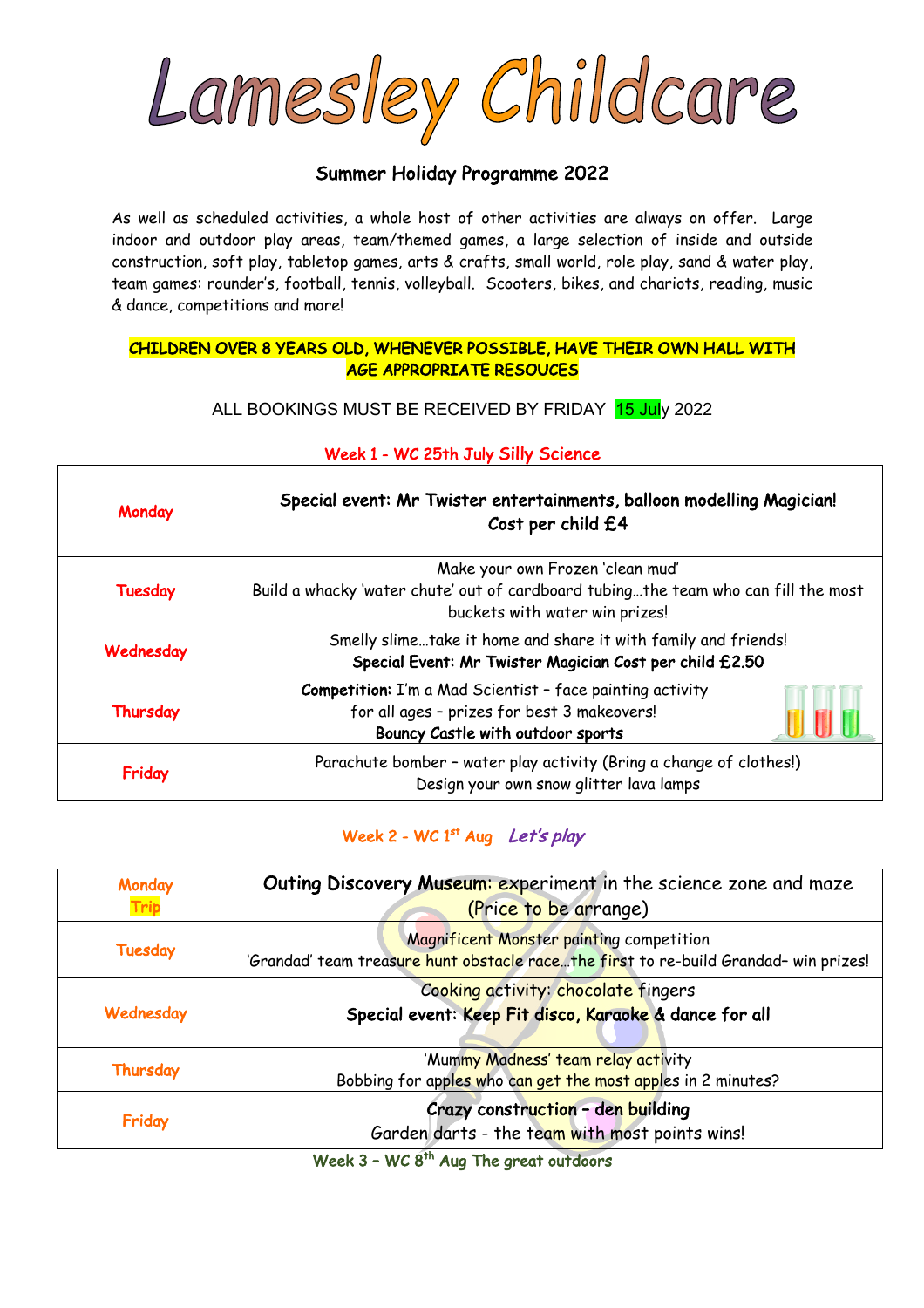# Lamesley Childcare

## Summer Holiday Programme 2022

As well as scheduled activities, a whole host of other activities are always on offer. Large indoor and outdoor play areas, team/themed games, a large selection of inside and outside construction, soft play, tabletop games, arts & crafts, small world, role play, sand & water play, team games: rounder's, football, tennis, volleyball. Scooters, bikes, and chariots, reading, music & dance, competitions and more!

**CHILDREN OVER 8 YEARS OLD, WHENEVER POSSIBLE, HAVE THEIR OWN HALL WITH AGE APPROPRIATE RESOUCES**

ALL BOOKINGS MUST BE RECEIVED BY FRIDAY 15 July 2022

### Week 1 - WC 25th July Silly Science

| | |
|---|---|
| Monday | **Special event: Mr Twister entertainments, balloon modelling Magician!**<br>**Cost per child £4** |
| Tuesday | Make your own Frozen 'clean mud'<br>Build a whacky 'water chute' out of cardboard tubing…the team who can fill the most buckets with water win prizes! |
| Wednesday | Smelly slime…take it home and share it with family and friends!<br>**Special Event: Mr Twister Magician Cost per child £2.50** |
| Thursday | **Competition:** I'm a Mad Scientist – face painting activity for all ages – prizes for best 3 makeovers!<br>**Bouncy Castle with outdoor sports** |
| Friday | Parachute bomber – water play activity (Bring a change of clothes!)<br>Design your own snow glitter lava lamps |

### Week 2 - WC 1st Aug *Let's play*

| | |
|---|---|
| Monday<br>Trip | **Outing Discovery Museum**: experiment in the science zone and maze<br>(Price to be arrange) |
| Tuesday | Magnificent Monster painting competition<br>'Grandad' team treasure hunt obstacle race…the first to re-build Grandad– win prizes! |
| Wednesday | Cooking activity: chocolate fingers<br>**Special event: Keep Fit disco, Karaoke & dance for all** |
| Thursday | 'Mummy Madness' team relay activity<br>Bobbing for apples who can get the most apples in 2 minutes? |
| Friday | **Crazy construction – den building**<br>Garden darts - the team with most points wins! |

### Week 3 – WC 8th Aug The great outdoors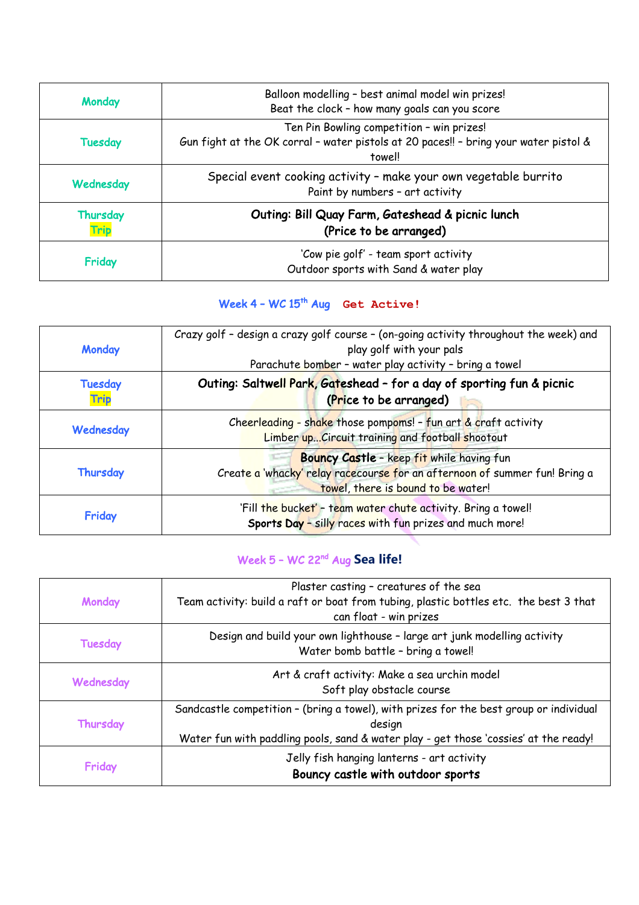| | |
|---|---|
| Monday | Balloon modelling – best animal model win prizes!<br>Beat the clock – how many goals can you score |
| Tuesday | Ten Pin Bowling competition – win prizes!<br>Gun fight at the OK corral – water pistols at 20 paces!! – bring your water pistol & towel! |
| Wednesday | Special event cooking activity – make your own vegetable burrito<br>Paint by numbers – art activity |
| Thursday<br>Trip | **Outing: Bill Quay Farm, Gateshead & picnic lunch**<br>**(Price to be arranged)** |
| Friday | 'Cow pie golf' - team sport activity<br>Outdoor sports with Sand & water play |

## Week 4 – WC 15th Aug Get Active!

| | |
|---|---|
| Monday | Crazy golf – design a crazy golf course – (on-going activity throughout the week) and play golf with your pals<br>Parachute bomber – water play activity – bring a towel |
| Tuesday<br>Trip | **Outing: Saltwell Park, Gateshead – for a day of sporting fun & picnic**<br>**(Price to be arranged)** |
| Wednesday | Cheerleading - shake those pompoms! – fun art & craft activity<br>Limber up...Circuit training and football shootout |
| Thursday | **Bouncy Castle** - keep fit while having fun<br>Create a 'whacky' relay racecourse for an afternoon of summer fun! Bring a towel, there is bound to be water! |
| Friday | 'Fill the bucket' – team water chute activity. Bring a towel!<br>**Sports Day** – silly races with fun prizes and much more! |

## Week 5 – WC 22nd Aug Sea life!

| | |
|---|---|
| Monday | Plaster casting – creatures of the sea<br>Team activity: build a raft or boat from tubing, plastic bottles etc. the best 3 that can float - win prizes |
| Tuesday | Design and build your own lighthouse – large art junk modelling activity<br>Water bomb battle – bring a towel! |
| Wednesday | Art & craft activity: Make a sea urchin model<br>Soft play obstacle course |
| Thursday | Sandcastle competition – (bring a towel), with prizes for the best group or individual design<br>Water fun with paddling pools, sand & water play - get those 'cossies' at the ready! |
| Friday | Jelly fish hanging lanterns - art activity<br>**Bouncy castle with outdoor sports** |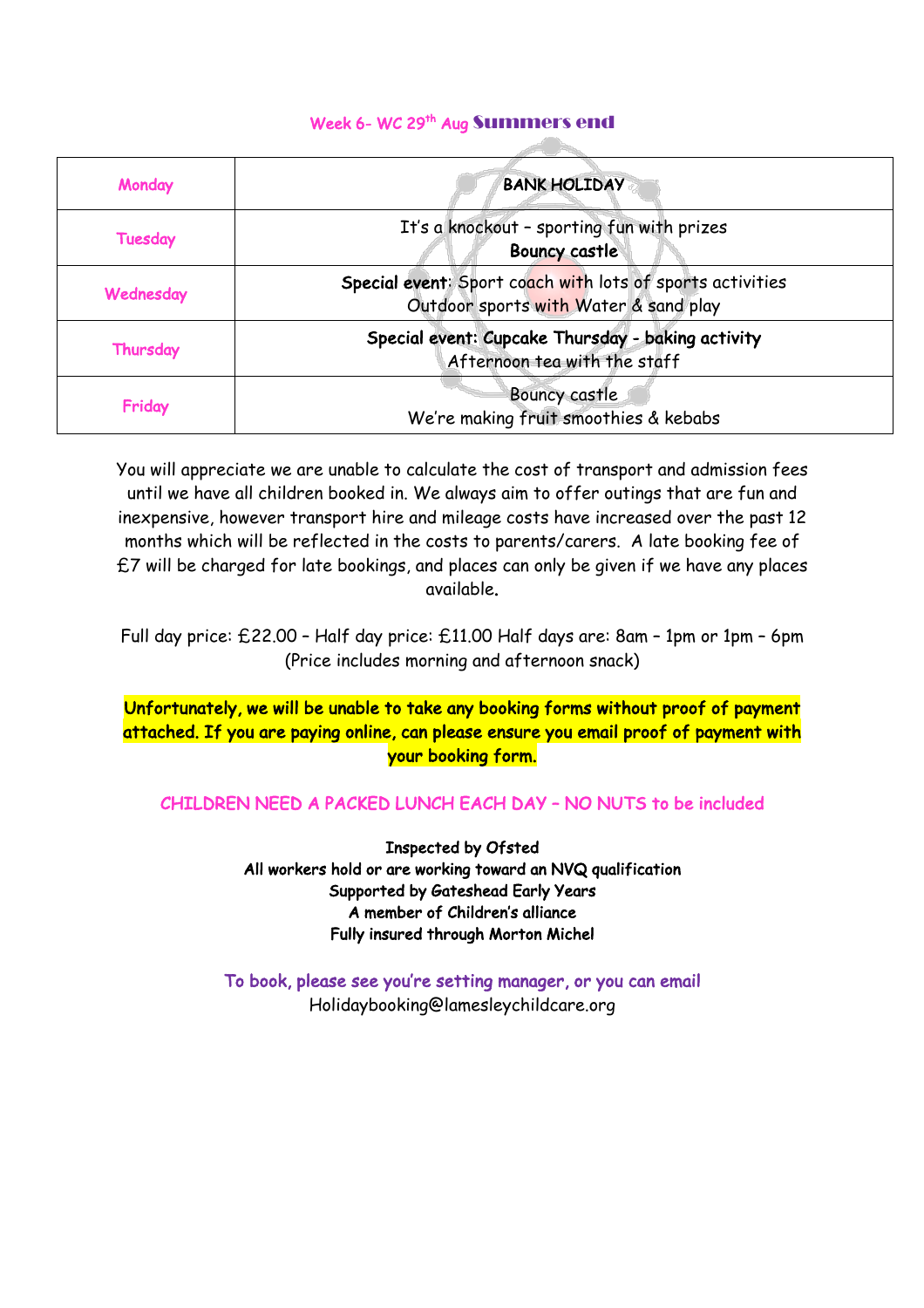## Week 6- WC 29th Aug Summers end

| | |
|---|---|
| Monday | **BANK HOLIDAY** |
| Tuesday | It's a knockout – sporting fun with prizes<br>**Bouncy castle** |
| Wednesday | **Special event**: Sport coach with lots of sports activities<br>Outdoor sports with Water & sand play |
| Thursday | **Special event: Cupcake Thursday - baking activity**<br>Afternoon tea with the staff |
| Friday | Bouncy castle<br>We're making fruit smoothies & kebabs |

You will appreciate we are unable to calculate the cost of transport and admission fees until we have all children booked in. We always aim to offer outings that are fun and inexpensive, however transport hire and mileage costs have increased over the past 12 months which will be reflected in the costs to parents/carers. A late booking fee of £7 will be charged for late bookings, and places can only be given if we have any places available.

Full day price: £22.00 – Half day price: £11.00 Half days are: 8am – 1pm or 1pm – 6pm
(Price includes morning and afternoon snack)

**Unfortunately, we will be unable to take any booking forms without proof of payment attached. If you are paying online, can please ensure you email proof of payment with your booking form.**

CHILDREN NEED A PACKED LUNCH EACH DAY – NO NUTS to be included

**Inspected by Ofsted**
**All workers hold or are working toward an NVQ qualification**
**Supported by Gateshead Early Years**
**A member of Children's alliance**
**Fully insured through Morton Michel**

To book, please see you're setting manager, or you can email
Holidaybooking@lamesleychildcare.org